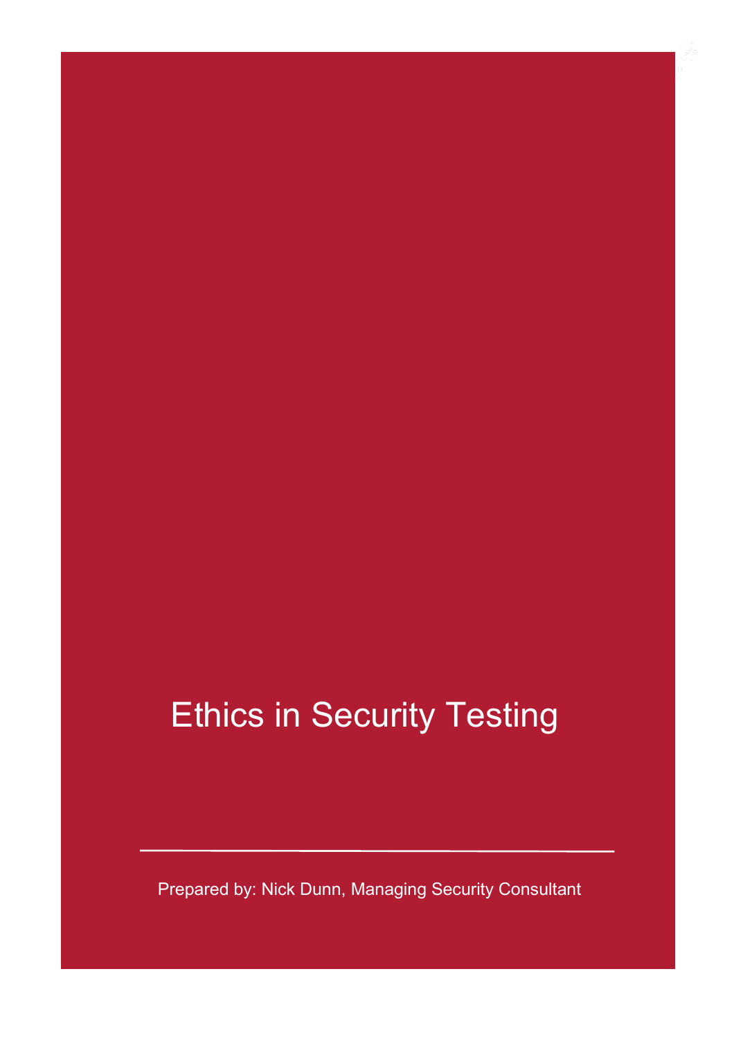# Ethics in Security Testing

---

Prepared by: Nick Dunn, Managing Security Consultant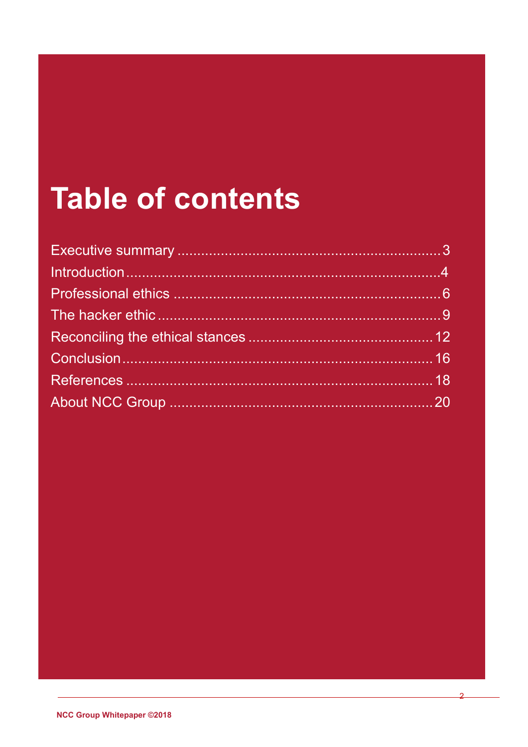# Table of contents

Executive summary .................................................................. 3
Introduction ........................................................................... 4
Professional ethics .................................................................. 6
The hacker ethic ..................................................................... 9
Reconciling the ethical stances .............................................. 12
Conclusion ............................................................................. 16
References ............................................................................. 18
About NCC Group ................................................................... 20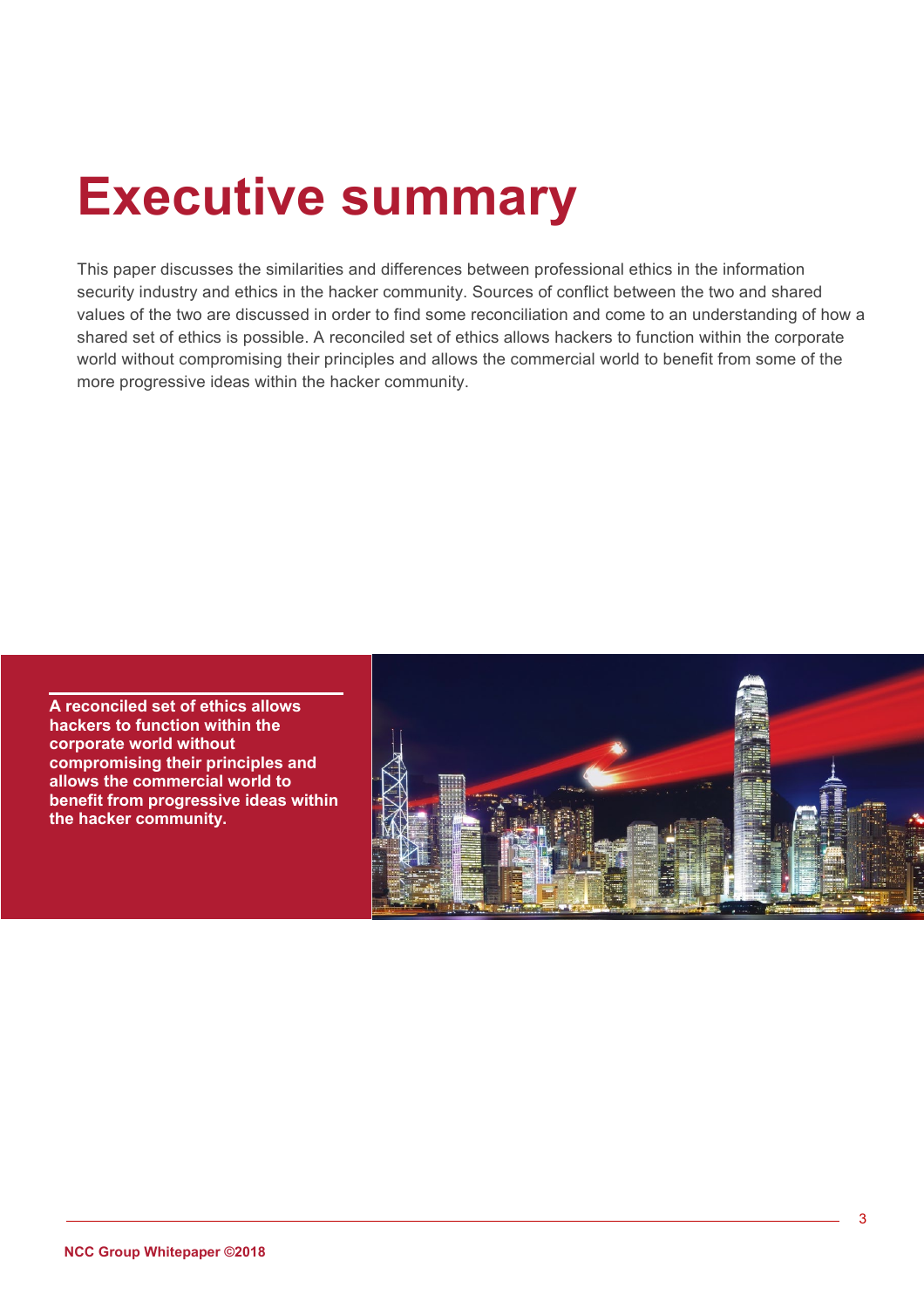# Executive summary

This paper discusses the similarities and differences between professional ethics in the information security industry and ethics in the hacker community. Sources of conflict between the two and shared values of the two are discussed in order to find some reconciliation and come to an understanding of how a shared set of ethics is possible. A reconciled set of ethics allows hackers to function within the corporate world without compromising their principles and allows the commercial world to benefit from some of the more progressive ideas within the hacker community.

**A reconciled set of ethics allows hackers to function within the corporate world without compromising their principles and allows the commercial world to benefit from progressive ideas within the hacker community.**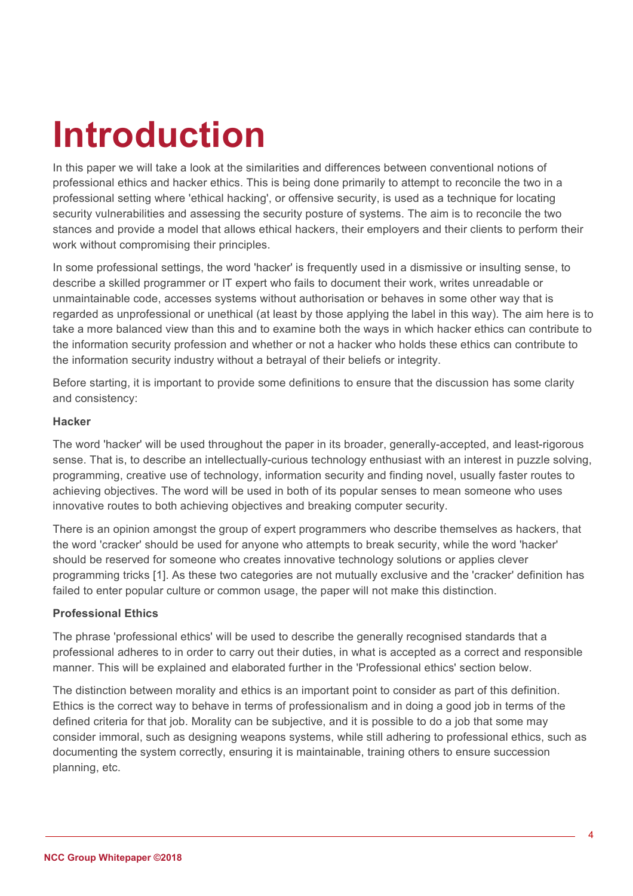# Introduction

In this paper we will take a look at the similarities and differences between conventional notions of professional ethics and hacker ethics. This is being done primarily to attempt to reconcile the two in a professional setting where 'ethical hacking', or offensive security, is used as a technique for locating security vulnerabilities and assessing the security posture of systems. The aim is to reconcile the two stances and provide a model that allows ethical hackers, their employers and their clients to perform their work without compromising their principles.

In some professional settings, the word 'hacker' is frequently used in a dismissive or insulting sense, to describe a skilled programmer or IT expert who fails to document their work, writes unreadable or unmaintainable code, accesses systems without authorisation or behaves in some other way that is regarded as unprofessional or unethical (at least by those applying the label in this way). The aim here is to take a more balanced view than this and to examine both the ways in which hacker ethics can contribute to the information security profession and whether or not a hacker who holds these ethics can contribute to the information security industry without a betrayal of their beliefs or integrity.

Before starting, it is important to provide some definitions to ensure that the discussion has some clarity and consistency:

**Hacker**

The word 'hacker' will be used throughout the paper in its broader, generally-accepted, and least-rigorous sense. That is, to describe an intellectually-curious technology enthusiast with an interest in puzzle solving, programming, creative use of technology, information security and finding novel, usually faster routes to achieving objectives. The word will be used in both of its popular senses to mean someone who uses innovative routes to both achieving objectives and breaking computer security.

There is an opinion amongst the group of expert programmers who describe themselves as hackers, that the word 'cracker' should be used for anyone who attempts to break security, while the word 'hacker' should be reserved for someone who creates innovative technology solutions or applies clever programming tricks [1]. As these two categories are not mutually exclusive and the 'cracker' definition has failed to enter popular culture or common usage, the paper will not make this distinction.

**Professional Ethics**

The phrase 'professional ethics' will be used to describe the generally recognised standards that a professional adheres to in order to carry out their duties, in what is accepted as a correct and responsible manner. This will be explained and elaborated further in the 'Professional ethics' section below.

The distinction between morality and ethics is an important point to consider as part of this definition. Ethics is the correct way to behave in terms of professionalism and in doing a good job in terms of the defined criteria for that job. Morality can be subjective, and it is possible to do a job that some may consider immoral, such as designing weapons systems, while still adhering to professional ethics, such as documenting the system correctly, ensuring it is maintainable, training others to ensure succession planning, etc.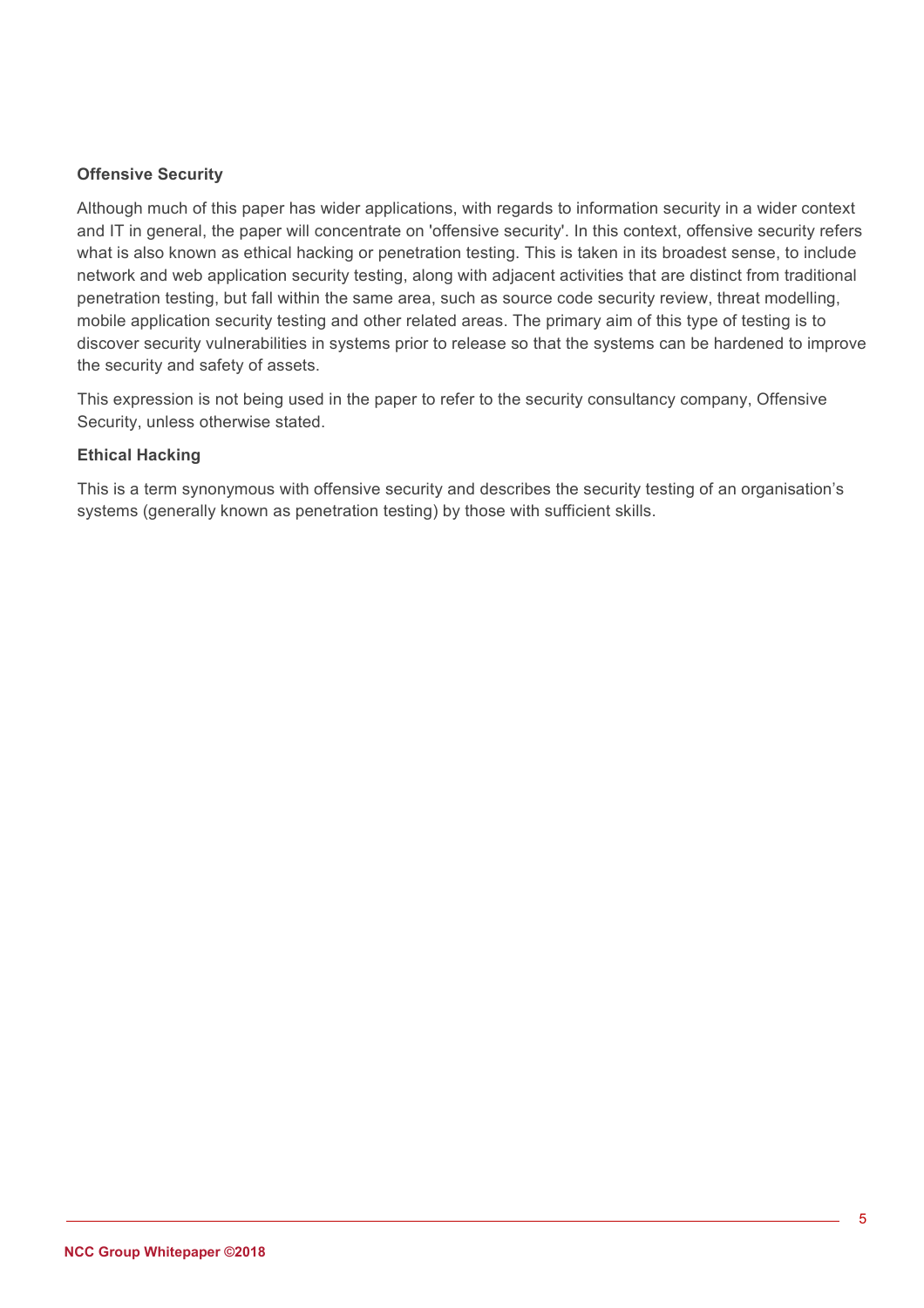**Offensive Security**

Although much of this paper has wider applications, with regards to information security in a wider context and IT in general, the paper will concentrate on 'offensive security'. In this context, offensive security refers what is also known as ethical hacking or penetration testing. This is taken in its broadest sense, to include network and web application security testing, along with adjacent activities that are distinct from traditional penetration testing, but fall within the same area, such as source code security review, threat modelling, mobile application security testing and other related areas. The primary aim of this type of testing is to discover security vulnerabilities in systems prior to release so that the systems can be hardened to improve the security and safety of assets.

This expression is not being used in the paper to refer to the security consultancy company, Offensive Security, unless otherwise stated.

**Ethical Hacking**

This is a term synonymous with offensive security and describes the security testing of an organisation's systems (generally known as penetration testing) by those with sufficient skills.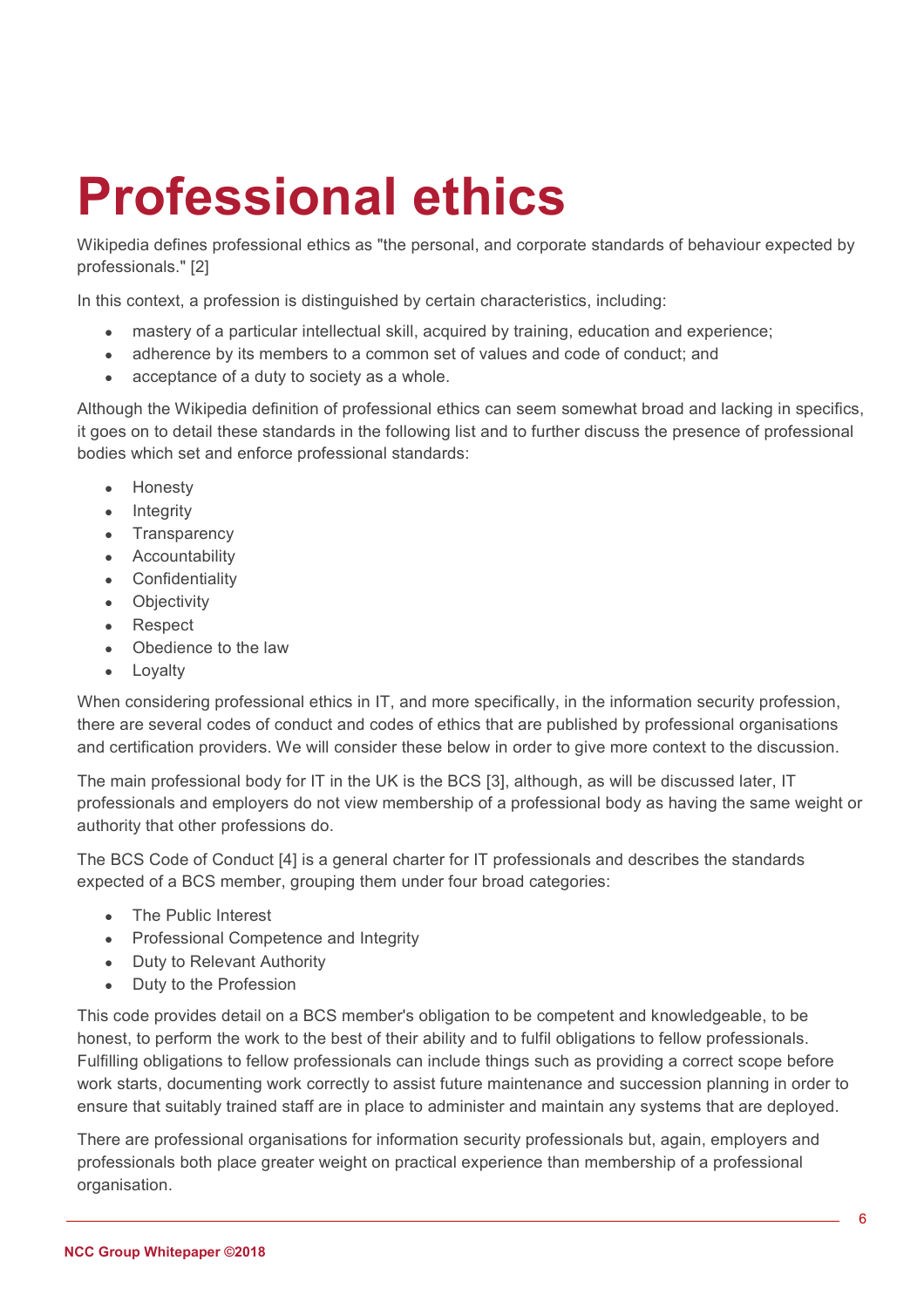# Professional ethics

Wikipedia defines professional ethics as "the personal, and corporate standards of behaviour expected by professionals." [2]

In this context, a profession is distinguished by certain characteristics, including:

- mastery of a particular intellectual skill, acquired by training, education and experience;
- adherence by its members to a common set of values and code of conduct; and
- acceptance of a duty to society as a whole.

Although the Wikipedia definition of professional ethics can seem somewhat broad and lacking in specifics, it goes on to detail these standards in the following list and to further discuss the presence of professional bodies which set and enforce professional standards:

- Honesty
- Integrity
- Transparency
- Accountability
- Confidentiality
- Objectivity
- Respect
- Obedience to the law
- Loyalty

When considering professional ethics in IT, and more specifically, in the information security profession, there are several codes of conduct and codes of ethics that are published by professional organisations and certification providers. We will consider these below in order to give more context to the discussion.

The main professional body for IT in the UK is the BCS [3], although, as will be discussed later, IT professionals and employers do not view membership of a professional body as having the same weight or authority that other professions do.

The BCS Code of Conduct [4] is a general charter for IT professionals and describes the standards expected of a BCS member, grouping them under four broad categories:

- The Public Interest
- Professional Competence and Integrity
- Duty to Relevant Authority
- Duty to the Profession

This code provides detail on a BCS member's obligation to be competent and knowledgeable, to be honest, to perform the work to the best of their ability and to fulfil obligations to fellow professionals. Fulfilling obligations to fellow professionals can include things such as providing a correct scope before work starts, documenting work correctly to assist future maintenance and succession planning in order to ensure that suitably trained staff are in place to administer and maintain any systems that are deployed.

There are professional organisations for information security professionals but, again, employers and professionals both place greater weight on practical experience than membership of a professional organisation.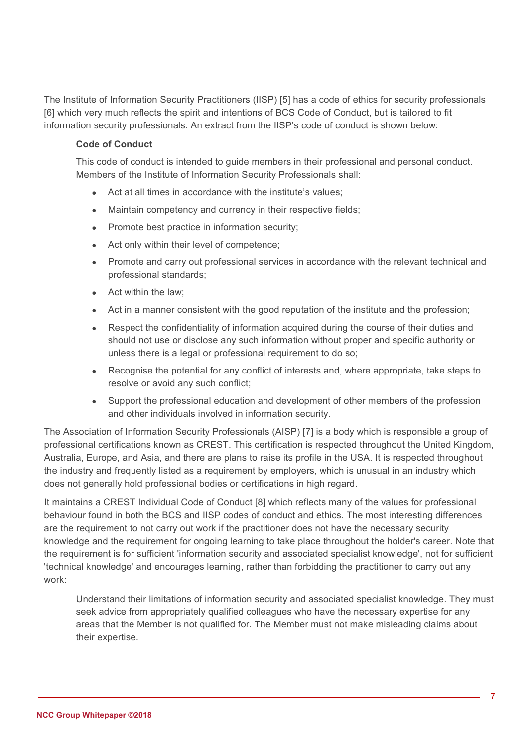The Institute of Information Security Practitioners (IISP) [5] has a code of ethics for security professionals [6] which very much reflects the spirit and intentions of BCS Code of Conduct, but is tailored to fit information security professionals. An extract from the IISP's code of conduct is shown below:

> **Code of Conduct**
>
> This code of conduct is intended to guide members in their professional and personal conduct. Members of the Institute of Information Security Professionals shall:
>
> - Act at all times in accordance with the institute's values;
> - Maintain competency and currency in their respective fields;
> - Promote best practice in information security;
> - Act only within their level of competence;
> - Promote and carry out professional services in accordance with the relevant technical and professional standards;
> - Act within the law;
> - Act in a manner consistent with the good reputation of the institute and the profession;
> - Respect the confidentiality of information acquired during the course of their duties and should not use or disclose any such information without proper and specific authority or unless there is a legal or professional requirement to do so;
> - Recognise the potential for any conflict of interests and, where appropriate, take steps to resolve or avoid any such conflict;
> - Support the professional education and development of other members of the profession and other individuals involved in information security.

The Association of Information Security Professionals (AISP) [7] is a body which is responsible a group of professional certifications known as CREST. This certification is respected throughout the United Kingdom, Australia, Europe, and Asia, and there are plans to raise its profile in the USA. It is respected throughout the industry and frequently listed as a requirement by employers, which is unusual in an industry which does not generally hold professional bodies or certifications in high regard.

It maintains a CREST Individual Code of Conduct [8] which reflects many of the values for professional behaviour found in both the BCS and IISP codes of conduct and ethics. The most interesting differences are the requirement to not carry out work if the practitioner does not have the necessary security knowledge and the requirement for ongoing learning to take place throughout the holder's career. Note that the requirement is for sufficient 'information security and associated specialist knowledge', not for sufficient 'technical knowledge' and encourages learning, rather than forbidding the practitioner to carry out any work:

> Understand their limitations of information security and associated specialist knowledge. They must seek advice from appropriately qualified colleagues who have the necessary expertise for any areas that the Member is not qualified for. The Member must not make misleading claims about their expertise.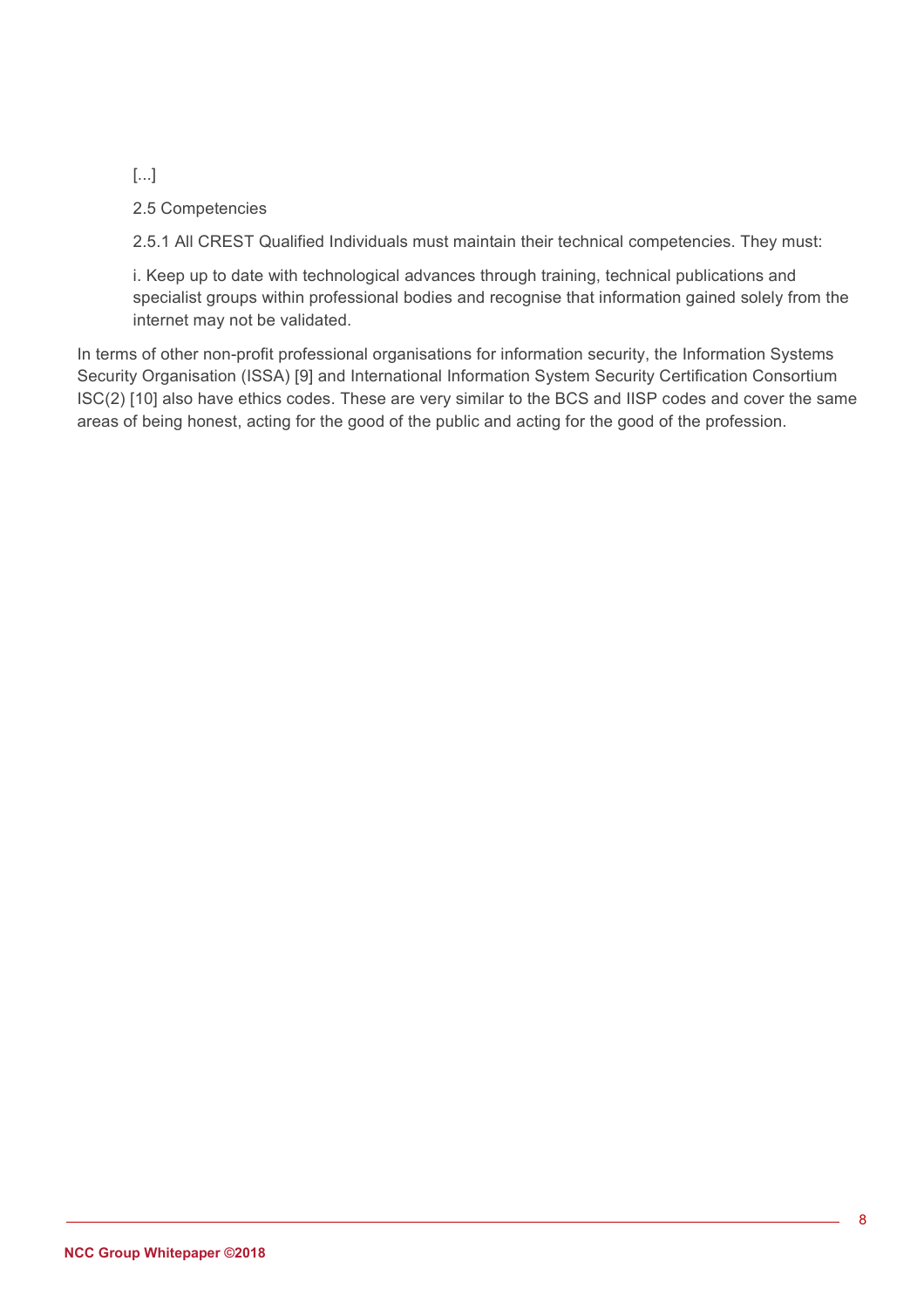> [...]
>
> 2.5 Competencies
>
> 2.5.1 All CREST Qualified Individuals must maintain their technical competencies. They must:
>
> i. Keep up to date with technological advances through training, technical publications and specialist groups within professional bodies and recognise that information gained solely from the internet may not be validated.

In terms of other non-profit professional organisations for information security, the Information Systems Security Organisation (ISSA) [9] and International Information System Security Certification Consortium ISC(2) [10] also have ethics codes. These are very similar to the BCS and IISP codes and cover the same areas of being honest, acting for the good of the public and acting for the good of the profession.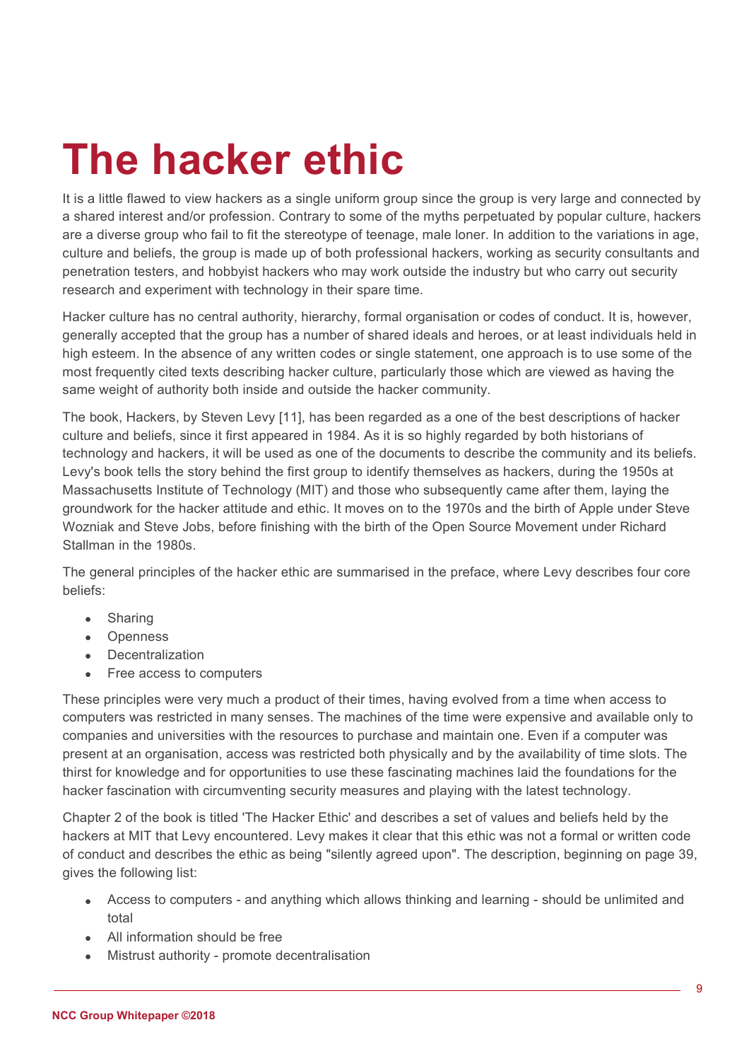# The hacker ethic

It is a little flawed to view hackers as a single uniform group since the group is very large and connected by a shared interest and/or profession. Contrary to some of the myths perpetuated by popular culture, hackers are a diverse group who fail to fit the stereotype of teenage, male loner. In addition to the variations in age, culture and beliefs, the group is made up of both professional hackers, working as security consultants and penetration testers, and hobbyist hackers who may work outside the industry but who carry out security research and experiment with technology in their spare time.

Hacker culture has no central authority, hierarchy, formal organisation or codes of conduct. It is, however, generally accepted that the group has a number of shared ideals and heroes, or at least individuals held in high esteem. In the absence of any written codes or single statement, one approach is to use some of the most frequently cited texts describing hacker culture, particularly those which are viewed as having the same weight of authority both inside and outside the hacker community.

The book, Hackers, by Steven Levy [11], has been regarded as a one of the best descriptions of hacker culture and beliefs, since it first appeared in 1984. As it is so highly regarded by both historians of technology and hackers, it will be used as one of the documents to describe the community and its beliefs. Levy's book tells the story behind the first group to identify themselves as hackers, during the 1950s at Massachusetts Institute of Technology (MIT) and those who subsequently came after them, laying the groundwork for the hacker attitude and ethic. It moves on to the 1970s and the birth of Apple under Steve Wozniak and Steve Jobs, before finishing with the birth of the Open Source Movement under Richard Stallman in the 1980s.

The general principles of the hacker ethic are summarised in the preface, where Levy describes four core beliefs:

- Sharing
- Openness
- Decentralization
- Free access to computers

These principles were very much a product of their times, having evolved from a time when access to computers was restricted in many senses. The machines of the time were expensive and available only to companies and universities with the resources to purchase and maintain one. Even if a computer was present at an organisation, access was restricted both physically and by the availability of time slots. The thirst for knowledge and for opportunities to use these fascinating machines laid the foundations for the hacker fascination with circumventing security measures and playing with the latest technology.

Chapter 2 of the book is titled 'The Hacker Ethic' and describes a set of values and beliefs held by the hackers at MIT that Levy encountered. Levy makes it clear that this ethic was not a formal or written code of conduct and describes the ethic as being "silently agreed upon". The description, beginning on page 39, gives the following list:

- Access to computers - and anything which allows thinking and learning - should be unlimited and total
- All information should be free
- Mistrust authority - promote decentralisation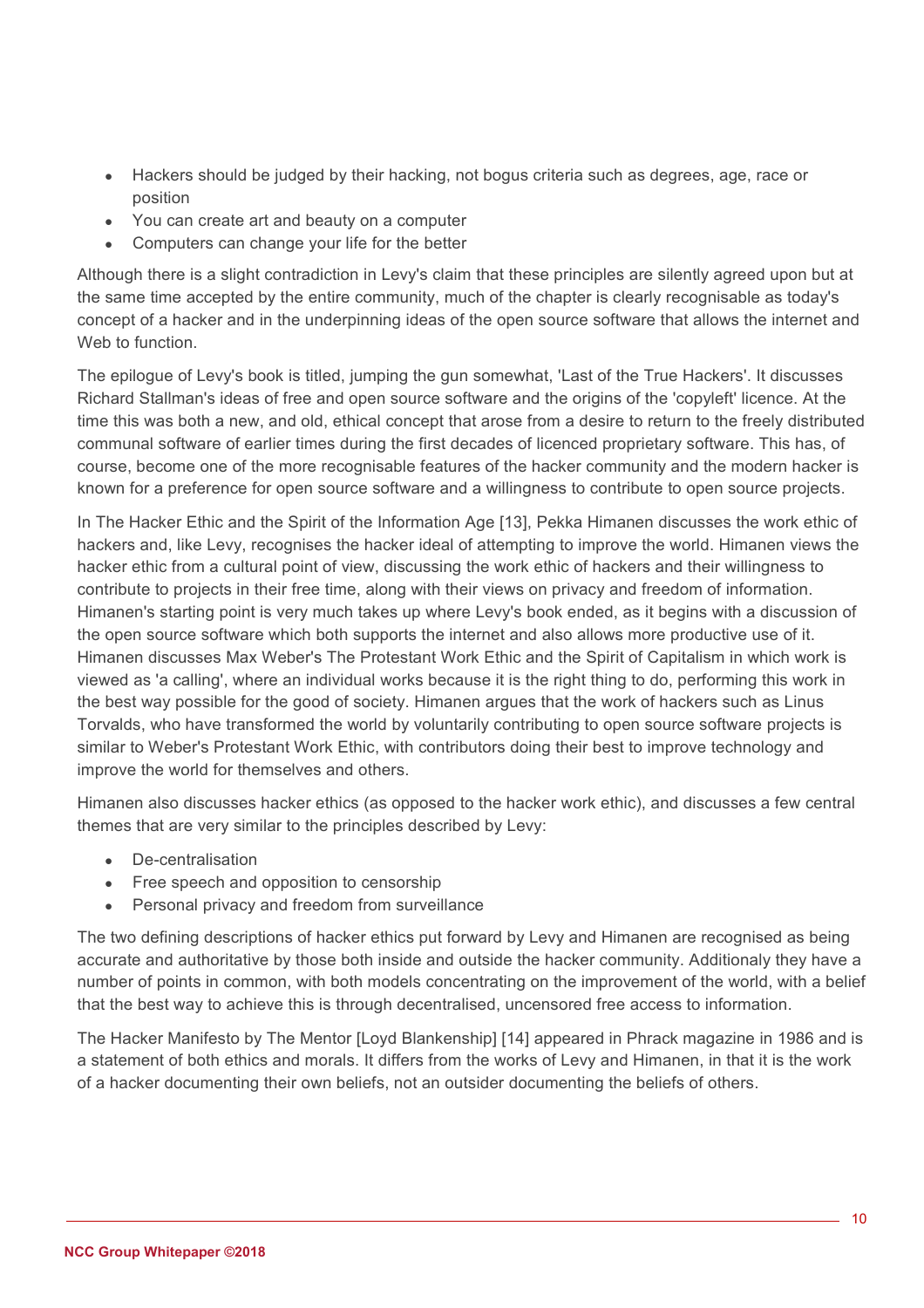- Hackers should be judged by their hacking, not bogus criteria such as degrees, age, race or position
- You can create art and beauty on a computer
- Computers can change your life for the better

Although there is a slight contradiction in Levy's claim that these principles are silently agreed upon but at the same time accepted by the entire community, much of the chapter is clearly recognisable as today's concept of a hacker and in the underpinning ideas of the open source software that allows the internet and Web to function.

The epilogue of Levy's book is titled, jumping the gun somewhat, 'Last of the True Hackers'. It discusses Richard Stallman's ideas of free and open source software and the origins of the 'copyleft' licence. At the time this was both a new, and old, ethical concept that arose from a desire to return to the freely distributed communal software of earlier times during the first decades of licenced proprietary software. This has, of course, become one of the more recognisable features of the hacker community and the modern hacker is known for a preference for open source software and a willingness to contribute to open source projects.

In The Hacker Ethic and the Spirit of the Information Age [13], Pekka Himanen discusses the work ethic of hackers and, like Levy, recognises the hacker ideal of attempting to improve the world. Himanen views the hacker ethic from a cultural point of view, discussing the work ethic of hackers and their willingness to contribute to projects in their free time, along with their views on privacy and freedom of information. Himanen's starting point is very much takes up where Levy's book ended, as it begins with a discussion of the open source software which both supports the internet and also allows more productive use of it. Himanen discusses Max Weber's The Protestant Work Ethic and the Spirit of Capitalism in which work is viewed as 'a calling', where an individual works because it is the right thing to do, performing this work in the best way possible for the good of society. Himanen argues that the work of hackers such as Linus Torvalds, who have transformed the world by voluntarily contributing to open source software projects is similar to Weber's Protestant Work Ethic, with contributors doing their best to improve technology and improve the world for themselves and others.

Himanen also discusses hacker ethics (as opposed to the hacker work ethic), and discusses a few central themes that are very similar to the principles described by Levy:

- De-centralisation
- Free speech and opposition to censorship
- Personal privacy and freedom from surveillance

The two defining descriptions of hacker ethics put forward by Levy and Himanen are recognised as being accurate and authoritative by those both inside and outside the hacker community. Additionaly they have a number of points in common, with both models concentrating on the improvement of the world, with a belief that the best way to achieve this is through decentralised, uncensored free access to information.

The Hacker Manifesto by The Mentor [Loyd Blankenship] [14] appeared in Phrack magazine in 1986 and is a statement of both ethics and morals. It differs from the works of Levy and Himanen, in that it is the work of a hacker documenting their own beliefs, not an outsider documenting the beliefs of others.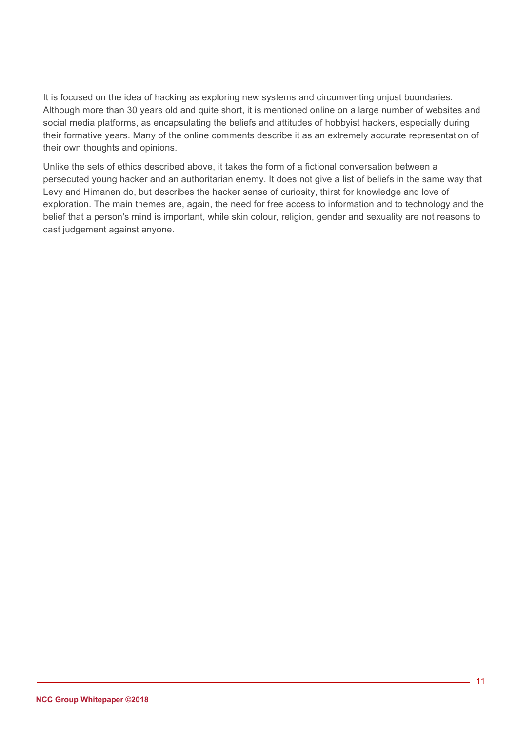It is focused on the idea of hacking as exploring new systems and circumventing unjust boundaries. Although more than 30 years old and quite short, it is mentioned online on a large number of websites and social media platforms, as encapsulating the beliefs and attitudes of hobbyist hackers, especially during their formative years. Many of the online comments describe it as an extremely accurate representation of their own thoughts and opinions.

Unlike the sets of ethics described above, it takes the form of a fictional conversation between a persecuted young hacker and an authoritarian enemy. It does not give a list of beliefs in the same way that Levy and Himanen do, but describes the hacker sense of curiosity, thirst for knowledge and love of exploration. The main themes are, again, the need for free access to information and to technology and the belief that a person's mind is important, while skin colour, religion, gender and sexuality are not reasons to cast judgement against anyone.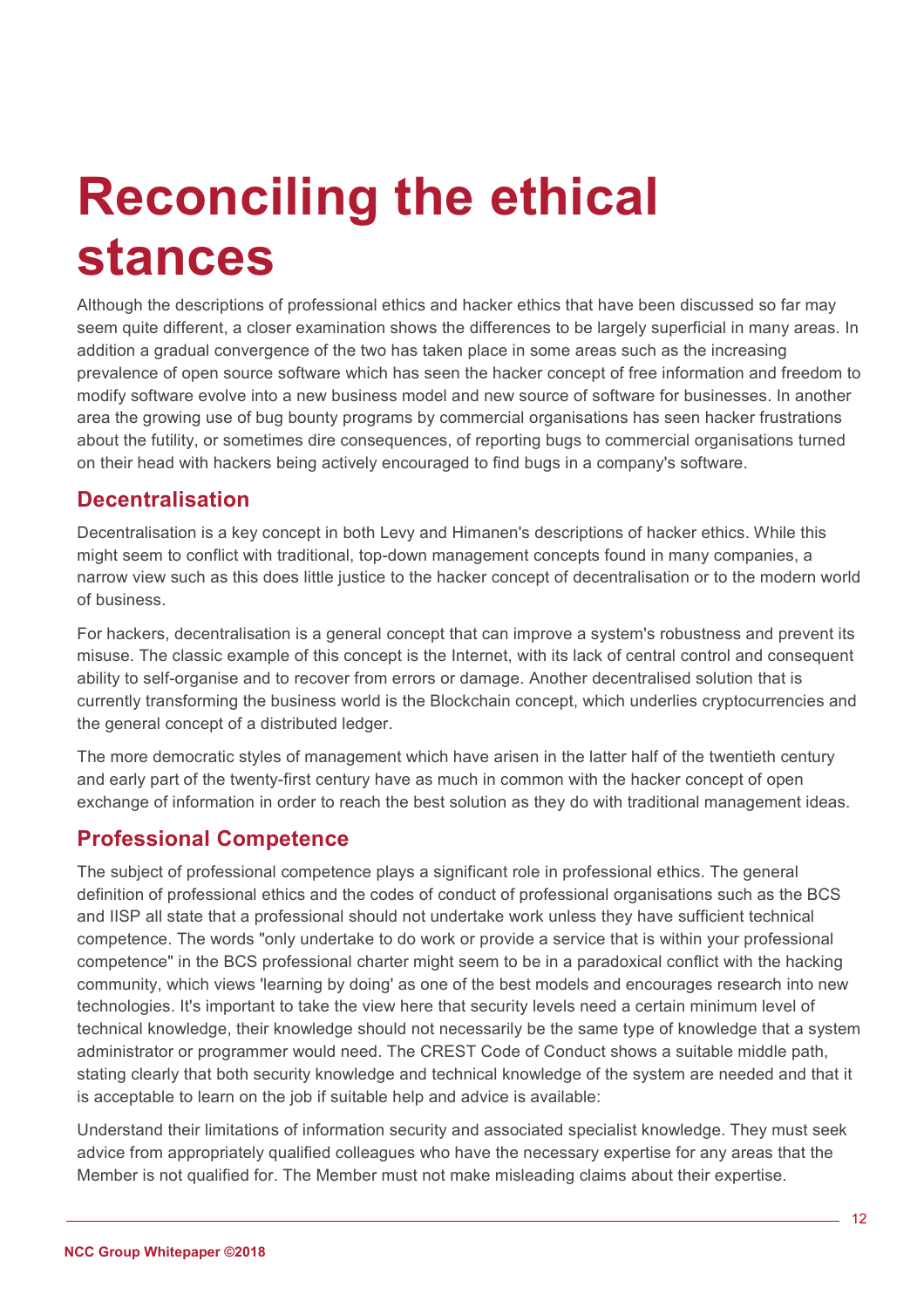# Reconciling the ethical stances

Although the descriptions of professional ethics and hacker ethics that have been discussed so far may seem quite different, a closer examination shows the differences to be largely superficial in many areas. In addition a gradual convergence of the two has taken place in some areas such as the increasing prevalence of open source software which has seen the hacker concept of free information and freedom to modify software evolve into a new business model and new source of software for businesses. In another area the growing use of bug bounty programs by commercial organisations has seen hacker frustrations about the futility, or sometimes dire consequences, of reporting bugs to commercial organisations turned on their head with hackers being actively encouraged to find bugs in a company's software.

## Decentralisation

Decentralisation is a key concept in both Levy and Himanen's descriptions of hacker ethics. While this might seem to conflict with traditional, top-down management concepts found in many companies, a narrow view such as this does little justice to the hacker concept of decentralisation or to the modern world of business.

For hackers, decentralisation is a general concept that can improve a system's robustness and prevent its misuse. The classic example of this concept is the Internet, with its lack of central control and consequent ability to self-organise and to recover from errors or damage. Another decentralised solution that is currently transforming the business world is the Blockchain concept, which underlies cryptocurrencies and the general concept of a distributed ledger.

The more democratic styles of management which have arisen in the latter half of the twentieth century and early part of the twenty-first century have as much in common with the hacker concept of open exchange of information in order to reach the best solution as they do with traditional management ideas.

## Professional Competence

The subject of professional competence plays a significant role in professional ethics. The general definition of professional ethics and the codes of conduct of professional organisations such as the BCS and IISP all state that a professional should not undertake work unless they have sufficient technical competence. The words "only undertake to do work or provide a service that is within your professional competence" in the BCS professional charter might seem to be in a paradoxical conflict with the hacking community, which views 'learning by doing' as one of the best models and encourages research into new technologies. It's important to take the view here that security levels need a certain minimum level of technical knowledge, their knowledge should not necessarily be the same type of knowledge that a system administrator or programmer would need. The CREST Code of Conduct shows a suitable middle path, stating clearly that both security knowledge and technical knowledge of the system are needed and that it is acceptable to learn on the job if suitable help and advice is available:

Understand their limitations of information security and associated specialist knowledge. They must seek advice from appropriately qualified colleagues who have the necessary expertise for any areas that the Member is not qualified for. The Member must not make misleading claims about their expertise.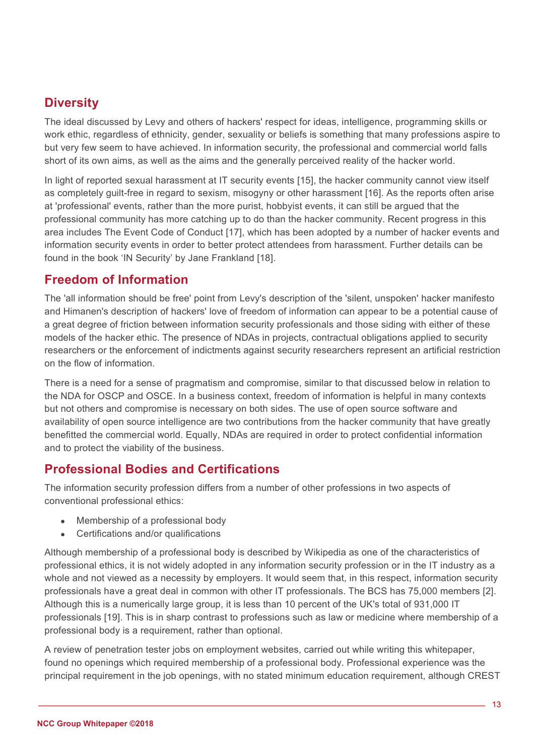## Diversity

The ideal discussed by Levy and others of hackers' respect for ideas, intelligence, programming skills or work ethic, regardless of ethnicity, gender, sexuality or beliefs is something that many professions aspire to but very few seem to have achieved. In information security, the professional and commercial world falls short of its own aims, as well as the aims and the generally perceived reality of the hacker world.

In light of reported sexual harassment at IT security events [15], the hacker community cannot view itself as completely guilt-free in regard to sexism, misogyny or other harassment [16]. As the reports often arise at 'professional' events, rather than the more purist, hobbyist events, it can still be argued that the professional community has more catching up to do than the hacker community. Recent progress in this area includes The Event Code of Conduct [17], which has been adopted by a number of hacker events and information security events in order to better protect attendees from harassment. Further details can be found in the book 'IN Security' by Jane Frankland [18].

## Freedom of Information

The 'all information should be free' point from Levy's description of the 'silent, unspoken' hacker manifesto and Himanen's description of hackers' love of freedom of information can appear to be a potential cause of a great degree of friction between information security professionals and those siding with either of these models of the hacker ethic. The presence of NDAs in projects, contractual obligations applied to security researchers or the enforcement of indictments against security researchers represent an artificial restriction on the flow of information.

There is a need for a sense of pragmatism and compromise, similar to that discussed below in relation to the NDA for OSCP and OSCE. In a business context, freedom of information is helpful in many contexts but not others and compromise is necessary on both sides. The use of open source software and availability of open source intelligence are two contributions from the hacker community that have greatly benefitted the commercial world. Equally, NDAs are required in order to protect confidential information and to protect the viability of the business.

## Professional Bodies and Certifications

The information security profession differs from a number of other professions in two aspects of conventional professional ethics:

- Membership of a professional body
- Certifications and/or qualifications

Although membership of a professional body is described by Wikipedia as one of the characteristics of professional ethics, it is not widely adopted in any information security profession or in the IT industry as a whole and not viewed as a necessity by employers. It would seem that, in this respect, information security professionals have a great deal in common with other IT professionals. The BCS has 75,000 members [2]. Although this is a numerically large group, it is less than 10 percent of the UK's total of 931,000 IT professionals [19]. This is in sharp contrast to professions such as law or medicine where membership of a professional body is a requirement, rather than optional.

A review of penetration tester jobs on employment websites, carried out while writing this whitepaper, found no openings which required membership of a professional body. Professional experience was the principal requirement in the job openings, with no stated minimum education requirement, although CREST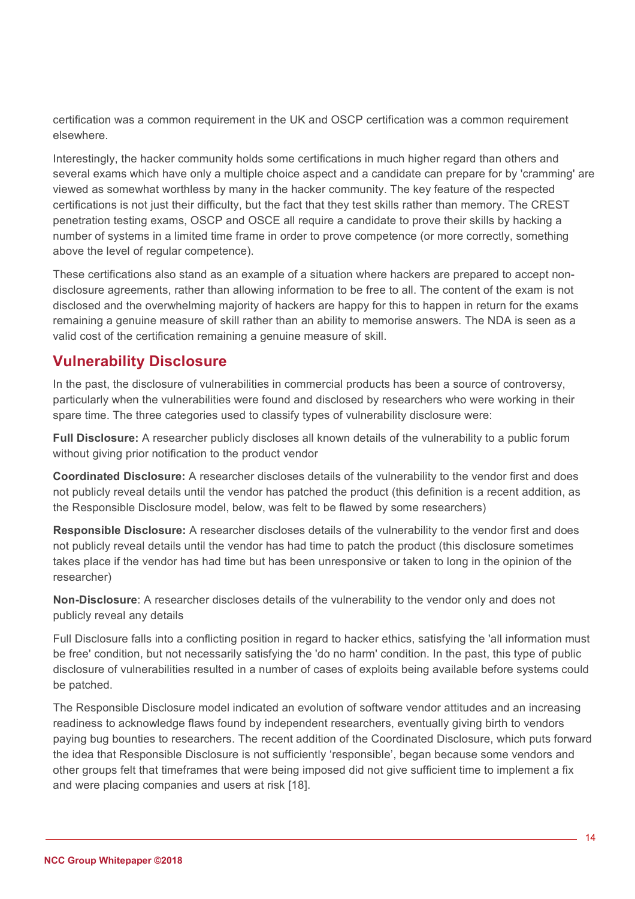certification was a common requirement in the UK and OSCP certification was a common requirement elsewhere.

Interestingly, the hacker community holds some certifications in much higher regard than others and several exams which have only a multiple choice aspect and a candidate can prepare for by 'cramming' are viewed as somewhat worthless by many in the hacker community. The key feature of the respected certifications is not just their difficulty, but the fact that they test skills rather than memory. The CREST penetration testing exams, OSCP and OSCE all require a candidate to prove their skills by hacking a number of systems in a limited time frame in order to prove competence (or more correctly, something above the level of regular competence).

These certifications also stand as an example of a situation where hackers are prepared to accept non-disclosure agreements, rather than allowing information to be free to all. The content of the exam is not disclosed and the overwhelming majority of hackers are happy for this to happen in return for the exams remaining a genuine measure of skill rather than an ability to memorise answers. The NDA is seen as a valid cost of the certification remaining a genuine measure of skill.

## Vulnerability Disclosure

In the past, the disclosure of vulnerabilities in commercial products has been a source of controversy, particularly when the vulnerabilities were found and disclosed by researchers who were working in their spare time. The three categories used to classify types of vulnerability disclosure were:

**Full Disclosure:** A researcher publicly discloses all known details of the vulnerability to a public forum without giving prior notification to the product vendor

**Coordinated Disclosure:** A researcher discloses details of the vulnerability to the vendor first and does not publicly reveal details until the vendor has patched the product (this definition is a recent addition, as the Responsible Disclosure model, below, was felt to be flawed by some researchers)

**Responsible Disclosure:** A researcher discloses details of the vulnerability to the vendor first and does not publicly reveal details until the vendor has had time to patch the product (this disclosure sometimes takes place if the vendor has had time but has been unresponsive or taken to long in the opinion of the researcher)

**Non-Disclosure**: A researcher discloses details of the vulnerability to the vendor only and does not publicly reveal any details

Full Disclosure falls into a conflicting position in regard to hacker ethics, satisfying the 'all information must be free' condition, but not necessarily satisfying the 'do no harm' condition. In the past, this type of public disclosure of vulnerabilities resulted in a number of cases of exploits being available before systems could be patched.

The Responsible Disclosure model indicated an evolution of software vendor attitudes and an increasing readiness to acknowledge flaws found by independent researchers, eventually giving birth to vendors paying bug bounties to researchers. The recent addition of the Coordinated Disclosure, which puts forward the idea that Responsible Disclosure is not sufficiently 'responsible', began because some vendors and other groups felt that timeframes that were being imposed did not give sufficient time to implement a fix and were placing companies and users at risk [18].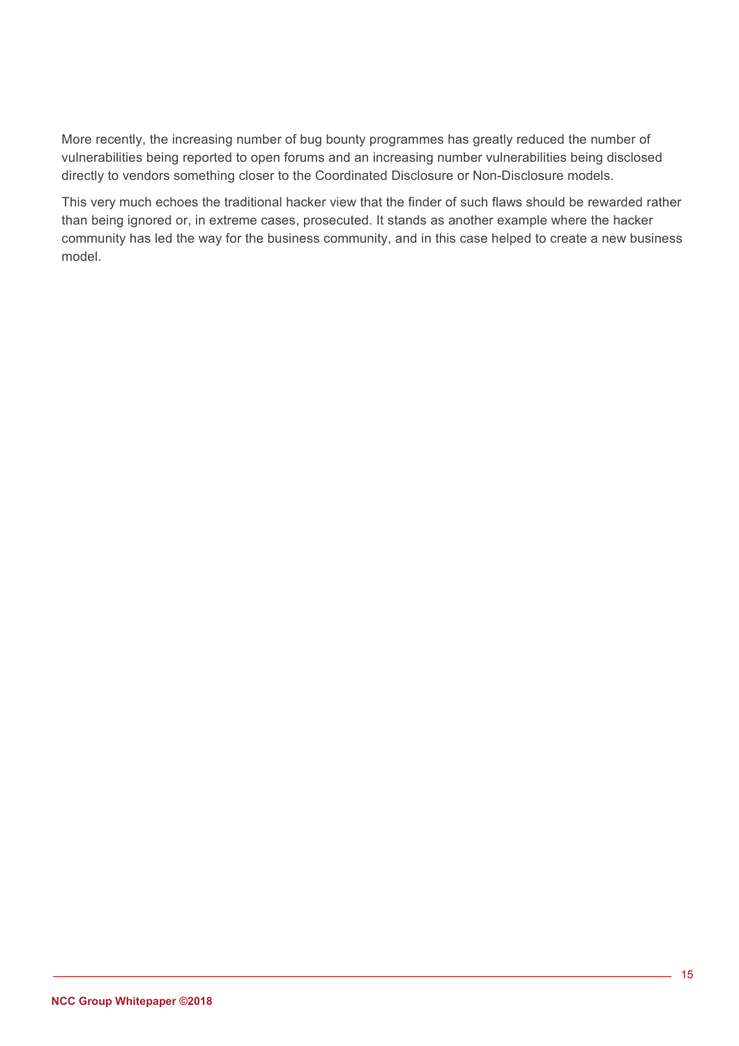More recently, the increasing number of bug bounty programmes has greatly reduced the number of vulnerabilities being reported to open forums and an increasing number vulnerabilities being disclosed directly to vendors something closer to the Coordinated Disclosure or Non-Disclosure models.

This very much echoes the traditional hacker view that the finder of such flaws should be rewarded rather than being ignored or, in extreme cases, prosecuted. It stands as another example where the hacker community has led the way for the business community, and in this case helped to create a new business model.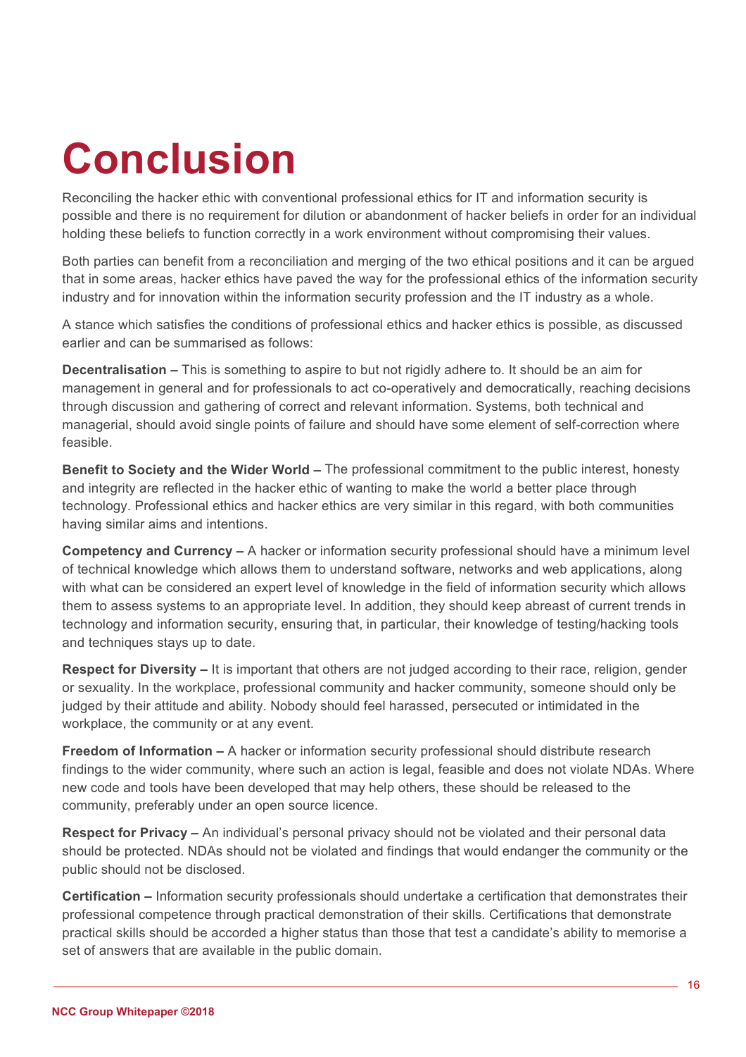# Conclusion

Reconciling the hacker ethic with conventional professional ethics for IT and information security is possible and there is no requirement for dilution or abandonment of hacker beliefs in order for an individual holding these beliefs to function correctly in a work environment without compromising their values.

Both parties can benefit from a reconciliation and merging of the two ethical positions and it can be argued that in some areas, hacker ethics have paved the way for the professional ethics of the information security industry and for innovation within the information security profession and the IT industry as a whole.

A stance which satisfies the conditions of professional ethics and hacker ethics is possible, as discussed earlier and can be summarised as follows:

**Decentralisation –** This is something to aspire to but not rigidly adhere to. It should be an aim for management in general and for professionals to act co-operatively and democratically, reaching decisions through discussion and gathering of correct and relevant information. Systems, both technical and managerial, should avoid single points of failure and should have some element of self-correction where feasible.

**Benefit to Society and the Wider World –** The professional commitment to the public interest, honesty and integrity are reflected in the hacker ethic of wanting to make the world a better place through technology. Professional ethics and hacker ethics are very similar in this regard, with both communities having similar aims and intentions.

**Competency and Currency –** A hacker or information security professional should have a minimum level of technical knowledge which allows them to understand software, networks and web applications, along with what can be considered an expert level of knowledge in the field of information security which allows them to assess systems to an appropriate level. In addition, they should keep abreast of current trends in technology and information security, ensuring that, in particular, their knowledge of testing/hacking tools and techniques stays up to date.

**Respect for Diversity –** It is important that others are not judged according to their race, religion, gender or sexuality. In the workplace, professional community and hacker community, someone should only be judged by their attitude and ability. Nobody should feel harassed, persecuted or intimidated in the workplace, the community or at any event.

**Freedom of Information –** A hacker or information security professional should distribute research findings to the wider community, where such an action is legal, feasible and does not violate NDAs. Where new code and tools have been developed that may help others, these should be released to the community, preferably under an open source licence.

**Respect for Privacy –** An individual's personal privacy should not be violated and their personal data should be protected. NDAs should not be violated and findings that would endanger the community or the public should not be disclosed.

**Certification –** Information security professionals should undertake a certification that demonstrates their professional competence through practical demonstration of their skills. Certifications that demonstrate practical skills should be accorded a higher status than those that test a candidate's ability to memorise a set of answers that are available in the public domain.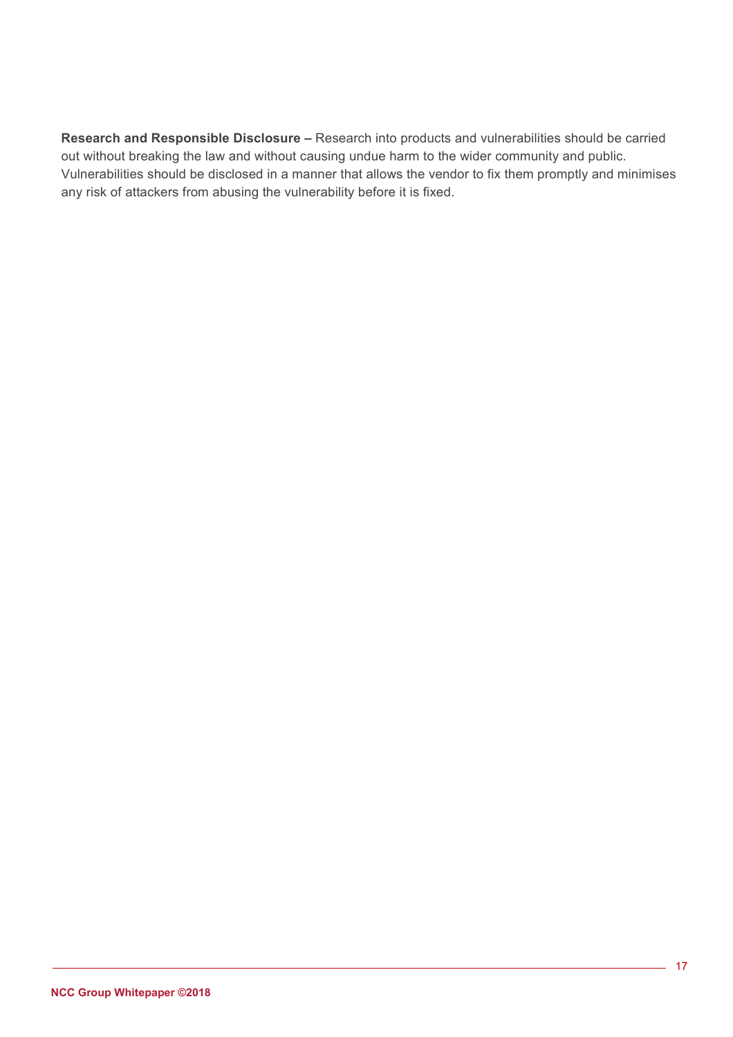**Research and Responsible Disclosure –** Research into products and vulnerabilities should be carried out without breaking the law and without causing undue harm to the wider community and public. Vulnerabilities should be disclosed in a manner that allows the vendor to fix them promptly and minimises any risk of attackers from abusing the vulnerability before it is fixed.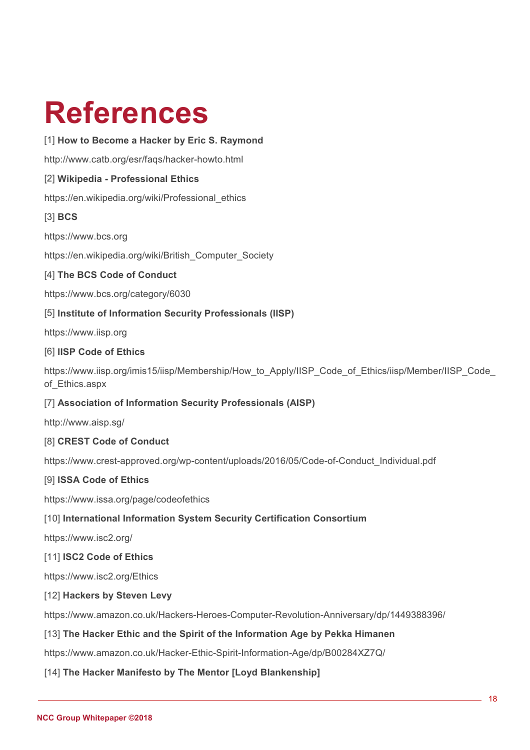# References

[1] **How to Become a Hacker by Eric S. Raymond**

http://www.catb.org/esr/faqs/hacker-howto.html

[2] **Wikipedia - Professional Ethics**

https://en.wikipedia.org/wiki/Professional_ethics

[3] **BCS**

https://www.bcs.org

https://en.wikipedia.org/wiki/British_Computer_Society

[4] **The BCS Code of Conduct**

https://www.bcs.org/category/6030

[5] **Institute of Information Security Professionals (IISP)**

https://www.iisp.org

[6] **IISP Code of Ethics**

https://www.iisp.org/imis15/iisp/Membership/How_to_Apply/IISP_Code_of_Ethics/iisp/Member/IISP_Code_of_Ethics.aspx

[7] **Association of Information Security Professionals (AISP)**

http://www.aisp.sg/

[8] **CREST Code of Conduct**

https://www.crest-approved.org/wp-content/uploads/2016/05/Code-of-Conduct_Individual.pdf

[9] **ISSA Code of Ethics**

https://www.issa.org/page/codeofethics

[10] **International Information System Security Certification Consortium**

https://www.isc2.org/

[11] **ISC2 Code of Ethics**

https://www.isc2.org/Ethics

[12] **Hackers by Steven Levy**

https://www.amazon.co.uk/Hackers-Heroes-Computer-Revolution-Anniversary/dp/1449388396/

[13] **The Hacker Ethic and the Spirit of the Information Age by Pekka Himanen**

https://www.amazon.co.uk/Hacker-Ethic-Spirit-Information-Age/dp/B00284XZ7Q/

[14] **The Hacker Manifesto by The Mentor [Loyd Blankenship]**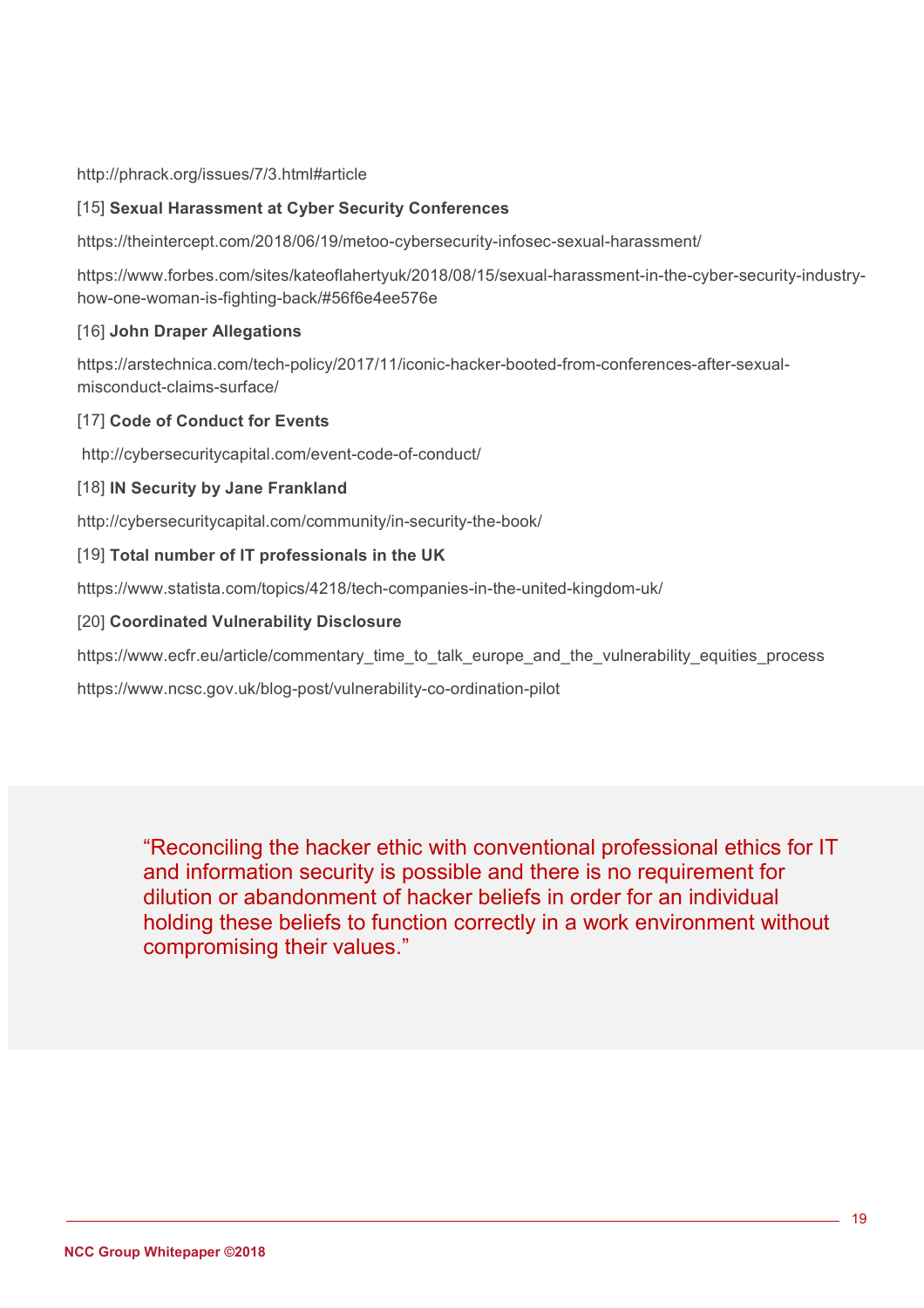http://phrack.org/issues/7/3.html#article

[15] **Sexual Harassment at Cyber Security Conferences**

https://theintercept.com/2018/06/19/metoo-cybersecurity-infosec-sexual-harassment/

https://www.forbes.com/sites/kateoflahertyuk/2018/08/15/sexual-harassment-in-the-cyber-security-industry-how-one-woman-is-fighting-back/#56f6e4ee576e

[16] **John Draper Allegations**

https://arstechnica.com/tech-policy/2017/11/iconic-hacker-booted-from-conferences-after-sexual-misconduct-claims-surface/

[17] **Code of Conduct for Events**

http://cybersecuritycapital.com/event-code-of-conduct/

[18] **IN Security by Jane Frankland**

http://cybersecuritycapital.com/community/in-security-the-book/

[19] **Total number of IT professionals in the UK**

https://www.statista.com/topics/4218/tech-companies-in-the-united-kingdom-uk/

[20] **Coordinated Vulnerability Disclosure**

https://www.ecfr.eu/article/commentary_time_to_talk_europe_and_the_vulnerability_equities_process

https://www.ncsc.gov.uk/blog-post/vulnerability-co-ordination-pilot

> "Reconciling the hacker ethic with conventional professional ethics for IT and information security is possible and there is no requirement for dilution or abandonment of hacker beliefs in order for an individual holding these beliefs to function correctly in a work environment without compromising their values."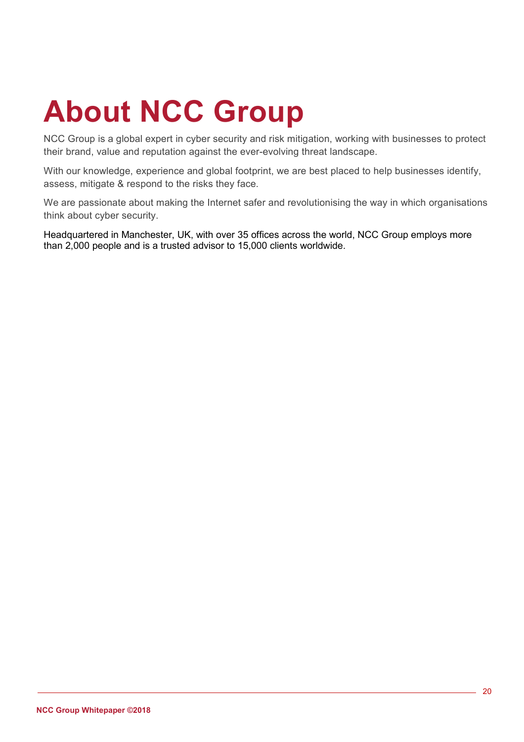# About NCC Group

NCC Group is a global expert in cyber security and risk mitigation, working with businesses to protect their brand, value and reputation against the ever-evolving threat landscape.

With our knowledge, experience and global footprint, we are best placed to help businesses identify, assess, mitigate & respond to the risks they face.

We are passionate about making the Internet safer and revolutionising the way in which organisations think about cyber security.

Headquartered in Manchester, UK, with over 35 offices across the world, NCC Group employs more than 2,000 people and is a trusted advisor to 15,000 clients worldwide.